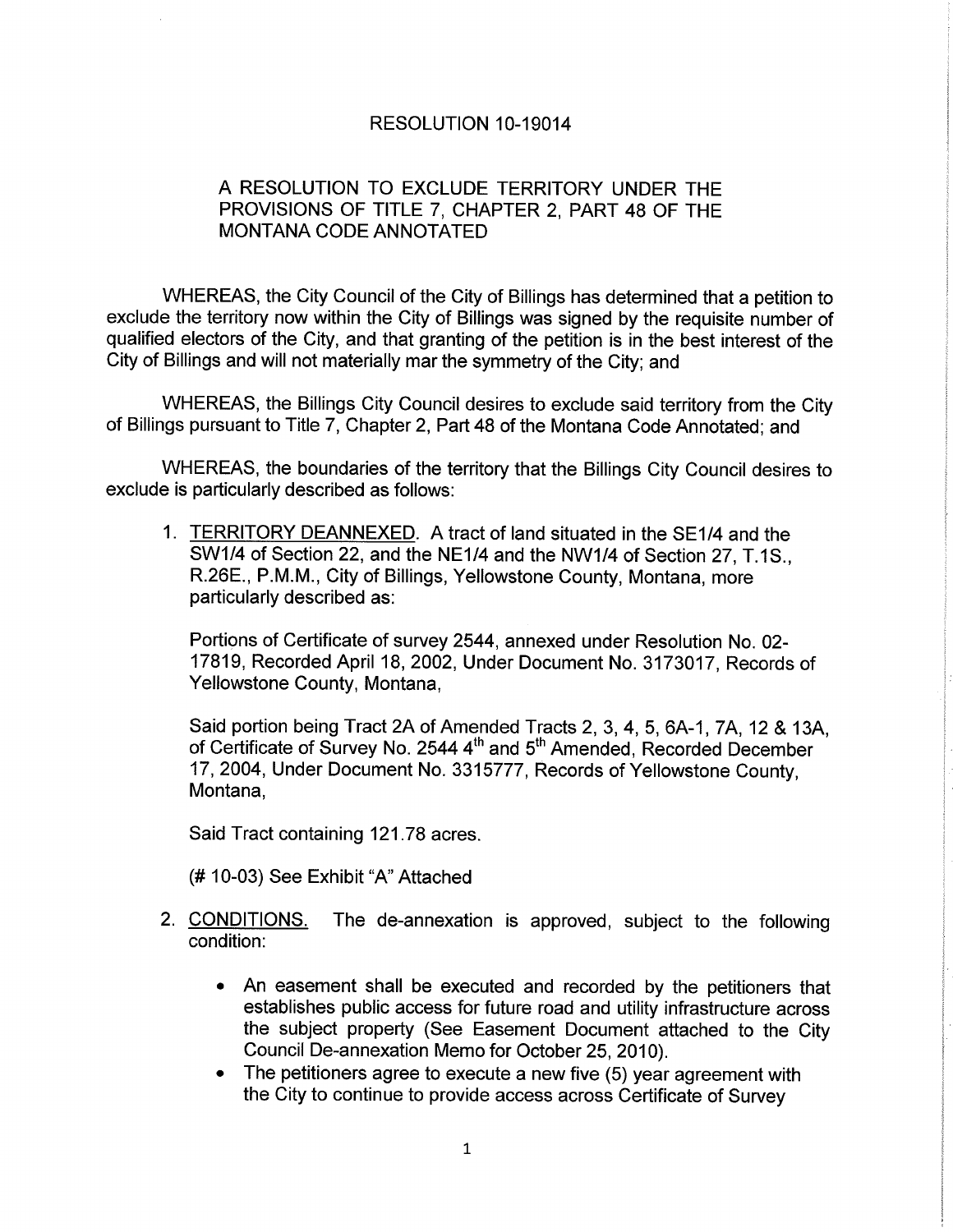# RESOLUTION 10-19014

## A RESOLUTION TO EXCLUDE TERRITORY UNDER THE PROVISIONS OF TITLE 7, CHAPTER 2, PART 48 OF THE MONTANA CODE ANNOTATED

WHEREAS, the City Council of the City of Billings has determined that a petition to exclude the territory now within the City of Billings was signed by the requisite number of qualified electors of the City, and that granting of the petition is in the best interest of the City of Billings and will not materially mar the symmetry of the City; and

WHEREAS, the Billings City Council desires to exclude said territory from the City of Billings pursuant to Title 7, Chapter 2, Part 48 of the Montana Code Annotated; and

WHEREAS, the boundaries of the territory that the Billings City Council desires to exclude is particularly described as follows:

1. <u>TERRITORY DEANNEXED</u>. A tract of land situated in the SE1/4 and the SW1/4 of Section 22, and the NE1/4 and the NW1/4 of Section 27, T.1S., R.26E., P.M.M., City of Billings, Yellowstone County, Montana, more particularly described as:

   Portions of Certificate of survey 2544, annexed under Resolution No. 02-17819, Recorded April 18, 2002, Under Document No. 3173017, Records of Yellowstone County, Montana,

   Said portion being Tract 2A of Amended Tracts 2, 3, 4, 5, 6A-1, 7A, 12 & 13A, of Certificate of Survey No. 2544 4th and 5th Amended, Recorded December 17, 2004, Under Document No. 3315777, Records of Yellowstone County, Montana,

   Said Tract containing 121.78 acres.

   (# 10-03) See Exhibit "A" Attached

2. <u>CONDITIONS.</u> The de-annexation is approved, subject to the following condition:

   - An easement shall be executed and recorded by the petitioners that establishes public access for future road and utility infrastructure across the subject property (See Easement Document attached to the City Council De-annexation Memo for October 25, 2010).
   - The petitioners agree to execute a new five (5) year agreement with the City to continue to provide access across Certificate of Survey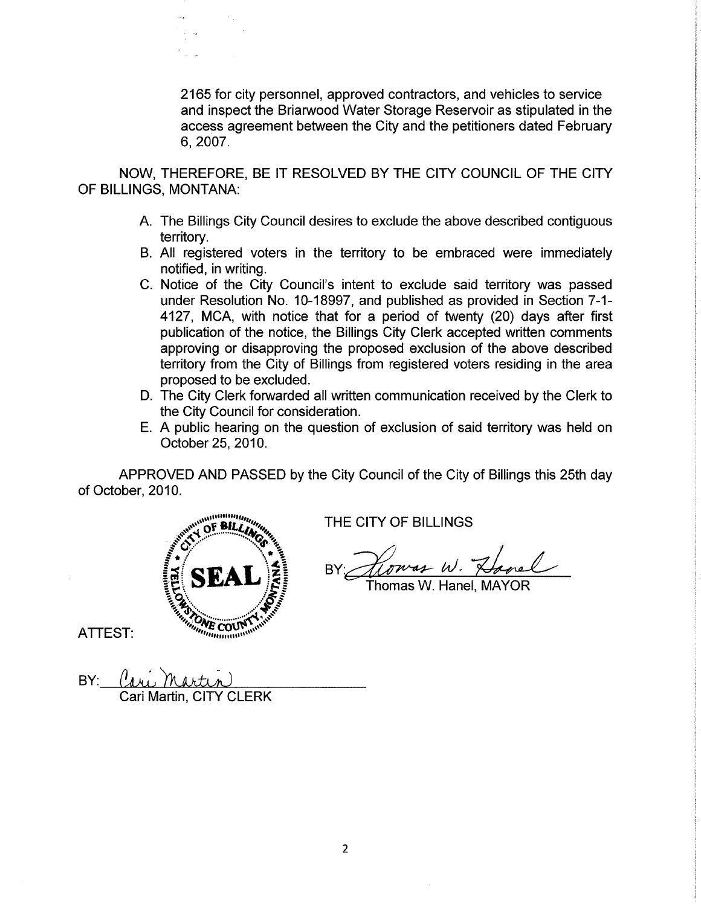2165 for city personnel, approved contractors, and vehicles to service and inspect the Briarwood Water Storage Reservoir as stipulated in the access agreement between the City and the petitioners dated February 6, 2007.

NOW, THEREFORE, BE IT RESOLVED BY THE CITY COUNCIL OF THE CITY OF BILLINGS, MONTANA:

A. The Billings City Council desires to exclude the above described contiguous territory.
B. All registered voters in the territory to be embraced were immediately notified, in writing.
C. Notice of the City Council's intent to exclude said territory was passed under Resolution No. 10-18997, and published as provided in Section 7-1-4127, MCA, with notice that for a period of twenty (20) days after first publication of the notice, the Billings City Clerk accepted written comments approving or disapproving the proposed exclusion of the above described territory from the City of Billings from registered voters residing in the area proposed to be excluded.
D. The City Clerk forwarded all written communication received by the Clerk to the City Council for consideration.
E. A public hearing on the question of exclusion of said territory was held on October 25, 2010.

APPROVED AND PASSED by the City Council of the City of Billings this 25th day of October, 2010.

SEAL — CITY OF BILLINGS, YELLOWSTONE COUNTY, MONTANA

THE CITY OF BILLINGS

BY: Thomas W. Hanel
Thomas W. Hanel, MAYOR

ATTEST:

BY: Cari Martin
Cari Martin, CITY CLERK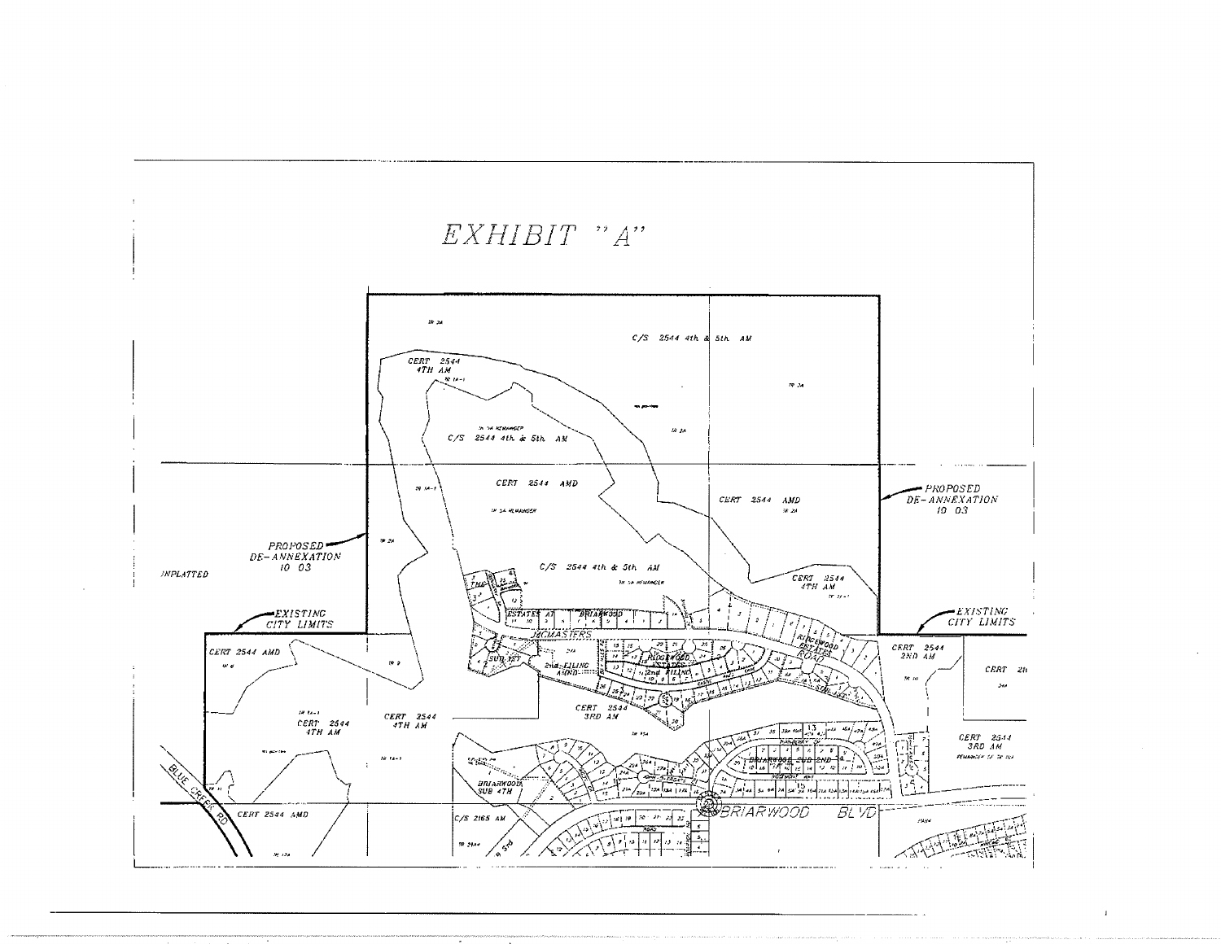# EXHIBIT "A"

C/S 2544 4th & 5th AM

CERT 2544 4TH AM

C/S 2544 4th & 5th AM

CERT 2544 AMD

CERT 2544 AMD

PROPOSED DE-ANNEXATION 10 03

PROPOSED DE-ANNEXATION 10 03

UNPLATTED

C/S 2544 4th & 5th AM

CERT 2544 4TH AM

EXISTING CITY LIMITS

EXISTING CITY LIMITS

ESTATES

BRIARWOOD

MCMASTERS

RIDGEWOOD ESTATES ROAD

RIDGEWOOD ESTATES 2nd FILING

2nd FILING AMND

CERT 2544 AMD

CERT 2544 2ND AM

CERT 2544 4TH AM

CERT 2544 4TH AM

CERT 2544 3RD AM

CERT 2544 3RD AM

BRIARWOOD SUB 2ND

BRIARWOOD SUB 4TH

BLUE CREEK RD

CERT 2544 AMD

C/S 2165 AM

BRIARWOOD BLVD